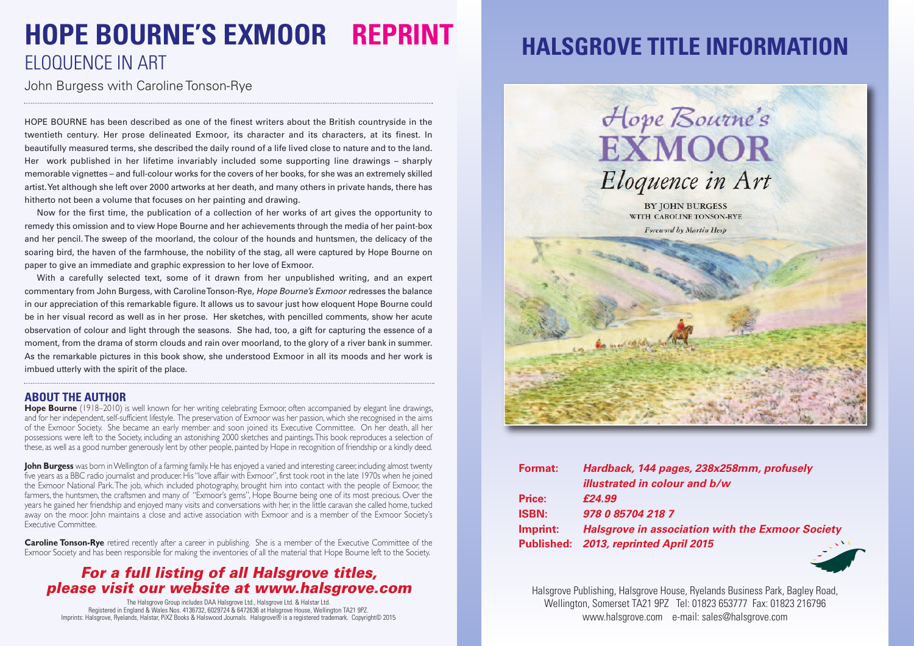# HOPE BOURNE'S EXMOOR REPRINT

## ELOQUENCE IN ART

John Burgess with Caroline Tonson-Rye

HOPE BOURNE has been described as one of the finest writers about the British countryside in the twentieth century. Her prose delineated Exmoor, its character and its characters, at its finest. In beautifully measured terms, she described the daily round of a life lived close to nature and to the land. Her work published in her lifetime invariably included some supporting line drawings – sharply memorable vignettes – and full-colour works for the covers of her books, for she was an extremely skilled artist. Yet although she left over 2000 artworks at her death, and many others in private hands, there has hitherto not been a volume that focuses on her painting and drawing.

Now for the first time, the publication of a collection of her works of art gives the opportunity to remedy this omission and to view Hope Bourne and her achievements through the media of her paint-box and her pencil. The sweep of the moorland, the colour of the hounds and huntsmen, the delicacy of the soaring bird, the haven of the farmhouse, the nobility of the stag, all were captured by Hope Bourne on paper to give an immediate and graphic expression to her love of Exmoor.

With a carefully selected text, some of it drawn from her unpublished writing, and an expert commentary from John Burgess, with Caroline Tonson-Rye, *Hope Bourne's Exmoor* redresses the balance in our appreciation of this remarkable figure. It allows us to savour just how eloquent Hope Bourne could be in her visual record as well as in her prose. Her sketches, with pencilled comments, show her acute observation of colour and light through the seasons. She had, too, a gift for capturing the essence of a moment, from the drama of storm clouds and rain over moorland, to the glory of a river bank in summer. As the remarkable pictures in this book show, she understood Exmoor in all its moods and her work is imbued utterly with the spirit of the place.

### ABOUT THE AUTHOR

**Hope Bourne** (1918–2010) is well known for her writing celebrating Exmoor, often accompanied by elegant line drawings, and for her independent, self-sufficient lifestyle. The preservation of Exmoor was her passion, which she recognised in the aims of the Exmoor Society. She became an early member and soon joined its Executive Committee. On her death, all her possessions were left to the Society, including an astonishing 2000 sketches and paintings. This book reproduces a selection of these, as well as a good number generously lent by other people, painted by Hope in recognition of friendship or a kindly deed.

**John Burgess** was born in Wellington of a farming family. He has enjoyed a varied and interesting career, including almost twenty five years as a BBC radio journalist and producer. His "love affair with Exmoor", first took root in the late 1970s when he joined the Exmoor National Park. The job, which included photography, brought him into contact with the people of Exmoor, the farmers, the huntsmen, the craftsmen and many of "Exmoor's gems", Hope Bourne being one of its most precious. Over the years he gained her friendship and enjoyed many visits and conversations with her, in the little caravan she called home, tucked away on the moor. John maintains a close and active association with Exmoor and is a member of the Exmoor Society's Executive Committee.

**Caroline Tonson-Rye** retired recently after a career in publishing. She is a member of the Executive Committee of the Exmoor Society and has been responsible for making the inventories of all the material that Hope Bourne left to the Society.

***For a full listing of all Halsgrove titles, please visit our website at www.halsgrove.com***

The Halsgrove Group includes DAA Halsgrove Ltd., Halsgrove Ltd. & Halstar Ltd.
Registered in England & Wales Nos. 4136732, 6029724 & 6472636 at Halsgrove House, Wellington TA21 9PZ.
Imprints: Halsgrove, Ryelands, Halstar, PiXZ Books & Halswood Journals. Halsgrove® is a registered trademark. Copyright© 2015

# HALSGROVE TITLE INFORMATION

Hope Bourne's EXMOOR
Eloquence in Art
BY JOHN BURGESS
WITH CAROLINE TONSON-RYE
Foreword by Martin Hesp

| | |
|---|---|
| **Format:** | ***Hardback, 144 pages, 238x258mm, profusely illustrated in colour and b/w*** |
| **Price:** | ***£24.99*** |
| **ISBN:** | ***978 0 85704 218 7*** |
| **Imprint:** | ***Halsgrove in association with the Exmoor Society*** |
| **Published:** | ***2013, reprinted April 2015*** |

Halsgrove Publishing, Halsgrove House, Ryelands Business Park, Bagley Road, Wellington, Somerset TA21 9PZ Tel: 01823 653777 Fax: 01823 216796
www.halsgrove.com e-mail: sales@halsgrove.com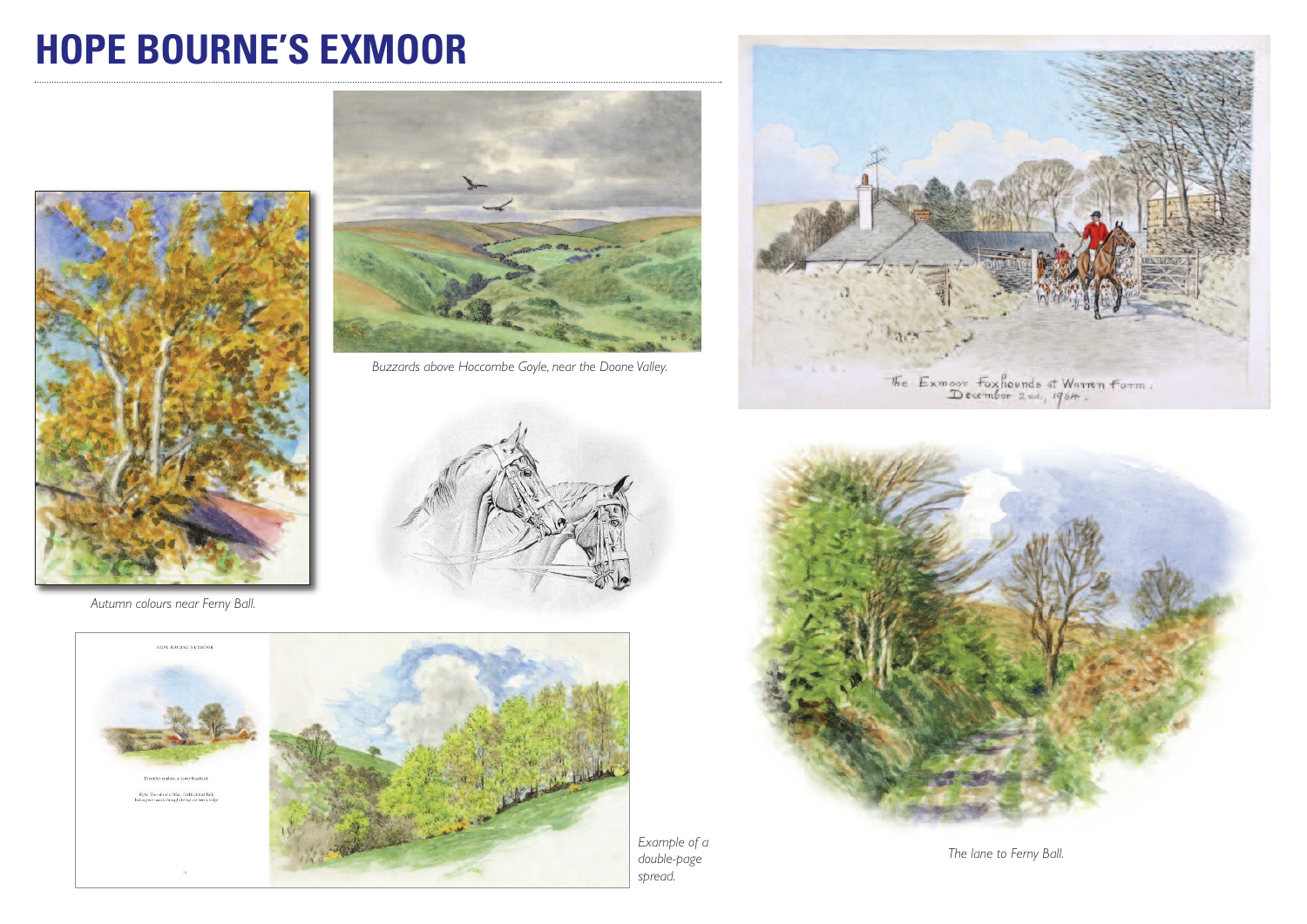# HOPE BOURNE'S EXMOOR

*Buzzards above Hoccombe Goyle, near the Doone Valley.*

*Autumn colours near Ferny Ball.*

*Example of a double-page spread.*

*The lane to Ferny Ball.*